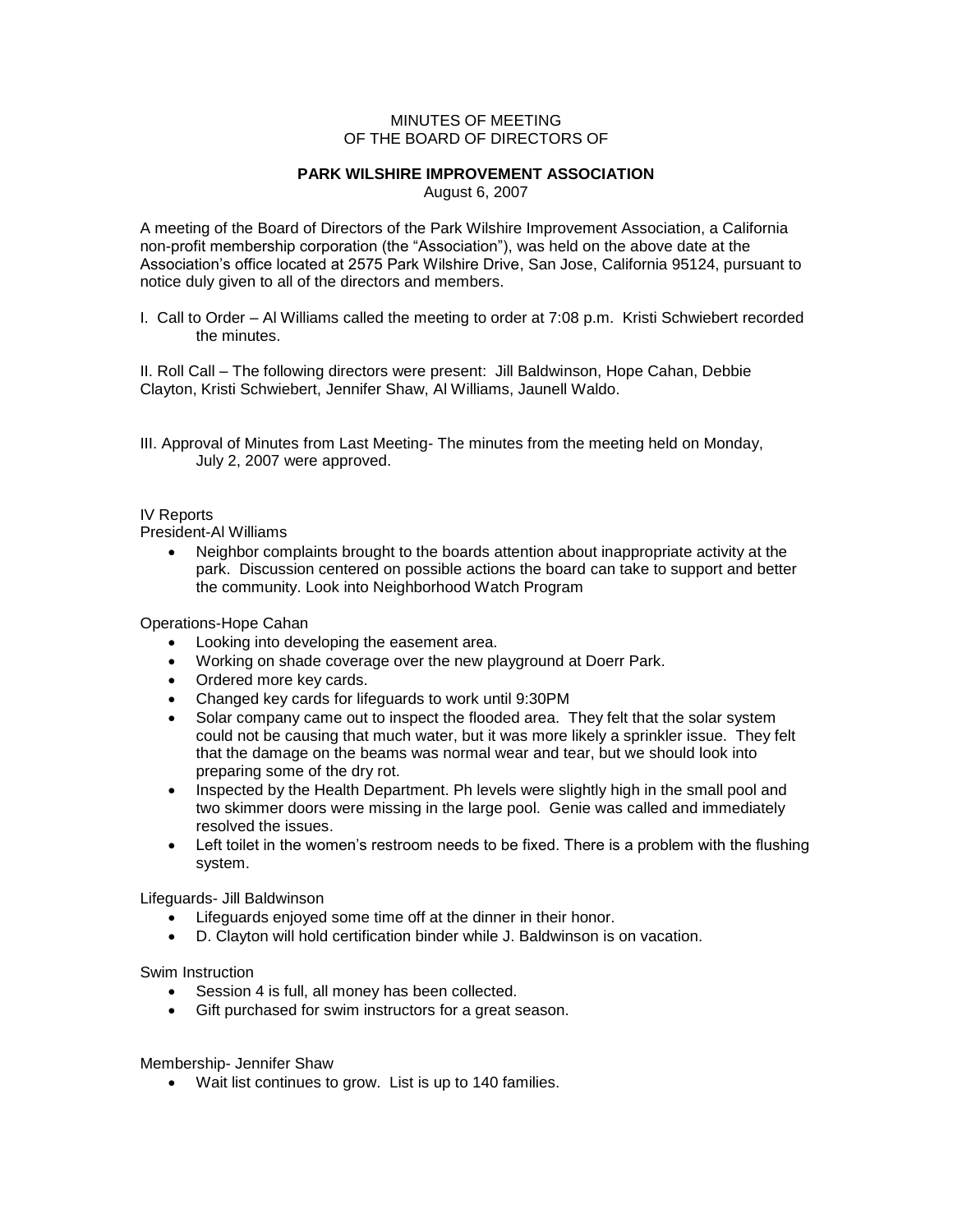MINUTES OF MEETING
OF THE BOARD OF DIRECTORS OF

# PARK WILSHIRE IMPROVEMENT ASSOCIATION

August 6, 2007

A meeting of the Board of Directors of the Park Wilshire Improvement Association, a California non-profit membership corporation (the "Association"), was held on the above date at the Association's office located at 2575 Park Wilshire Drive, San Jose, California 95124, pursuant to notice duly given to all of the directors and members.

I. Call to Order – Al Williams called the meeting to order at 7:08 p.m. Kristi Schwiebert recorded the minutes.

II. Roll Call – The following directors were present: Jill Baldwinson, Hope Cahan, Debbie Clayton, Kristi Schwiebert, Jennifer Shaw, Al Williams, Jaunell Waldo.

III. Approval of Minutes from Last Meeting- The minutes from the meeting held on Monday, July 2, 2007 were approved.

IV Reports

President-Al Williams

- Neighbor complaints brought to the boards attention about inappropriate activity at the park. Discussion centered on possible actions the board can take to support and better the community. Look into Neighborhood Watch Program

Operations-Hope Cahan

- Looking into developing the easement area.
- Working on shade coverage over the new playground at Doerr Park.
- Ordered more key cards.
- Changed key cards for lifeguards to work until 9:30PM
- Solar company came out to inspect the flooded area. They felt that the solar system could not be causing that much water, but it was more likely a sprinkler issue. They felt that the damage on the beams was normal wear and tear, but we should look into preparing some of the dry rot.
- Inspected by the Health Department. Ph levels were slightly high in the small pool and two skimmer doors were missing in the large pool. Genie was called and immediately resolved the issues.
- Left toilet in the women's restroom needs to be fixed. There is a problem with the flushing system.

Lifeguards- Jill Baldwinson

- Lifeguards enjoyed some time off at the dinner in their honor.
- D. Clayton will hold certification binder while J. Baldwinson is on vacation.

Swim Instruction

- Session 4 is full, all money has been collected.
- Gift purchased for swim instructors for a great season.

Membership- Jennifer Shaw

- Wait list continues to grow. List is up to 140 families.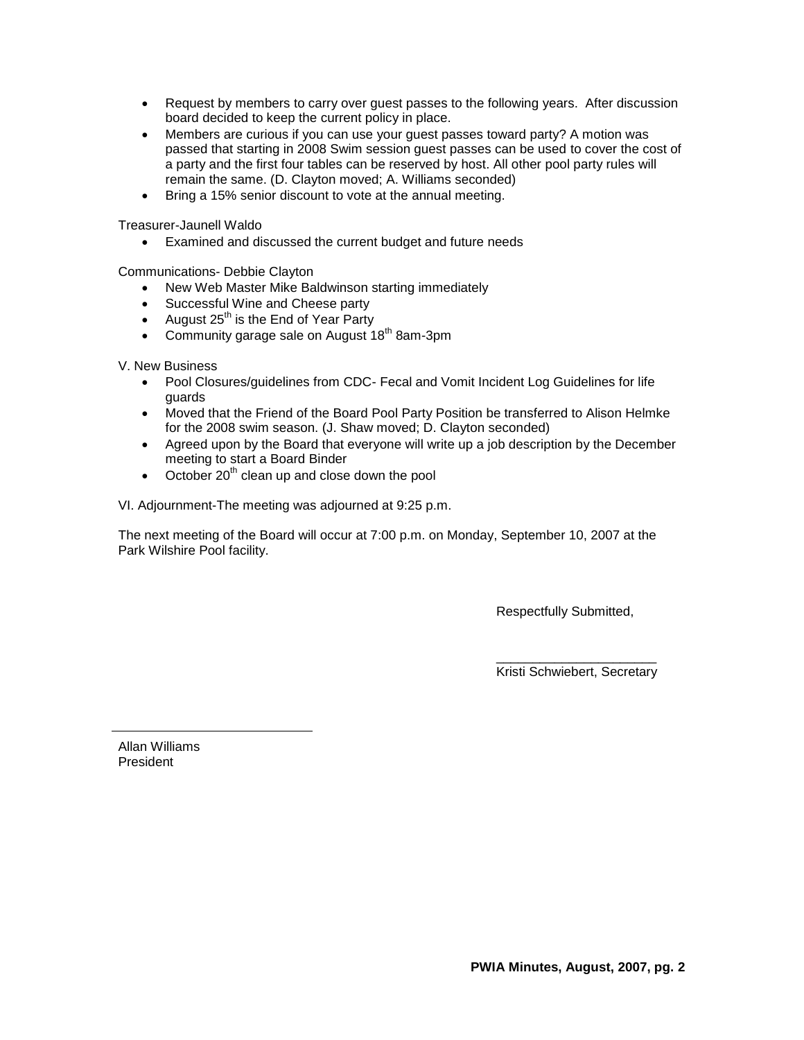- Request by members to carry over guest passes to the following years. After discussion board decided to keep the current policy in place.
- Members are curious if you can use your guest passes toward party? A motion was passed that starting in 2008 Swim session guest passes can be used to cover the cost of a party and the first four tables can be reserved by host. All other pool party rules will remain the same. (D. Clayton moved; A. Williams seconded)
- Bring a 15% senior discount to vote at the annual meeting.

Treasurer-Jaunell Waldo

- Examined and discussed the current budget and future needs

Communications- Debbie Clayton

- New Web Master Mike Baldwinson starting immediately
- Successful Wine and Cheese party
- August 25th is the End of Year Party
- Community garage sale on August 18th 8am-3pm

V. New Business

- Pool Closures/guidelines from CDC- Fecal and Vomit Incident Log Guidelines for life guards
- Moved that the Friend of the Board Pool Party Position be transferred to Alison Helmke for the 2008 swim season. (J. Shaw moved; D. Clayton seconded)
- Agreed upon by the Board that everyone will write up a job description by the December meeting to start a Board Binder
- October 20th clean up and close down the pool

VI. Adjournment-The meeting was adjourned at 9:25 p.m.

The next meeting of the Board will occur at 7:00 p.m. on Monday, September 10, 2007 at the Park Wilshire Pool facility.

Respectfully Submitted,

______________________

Kristi Schwiebert, Secretary

______________________

Allan Williams
President